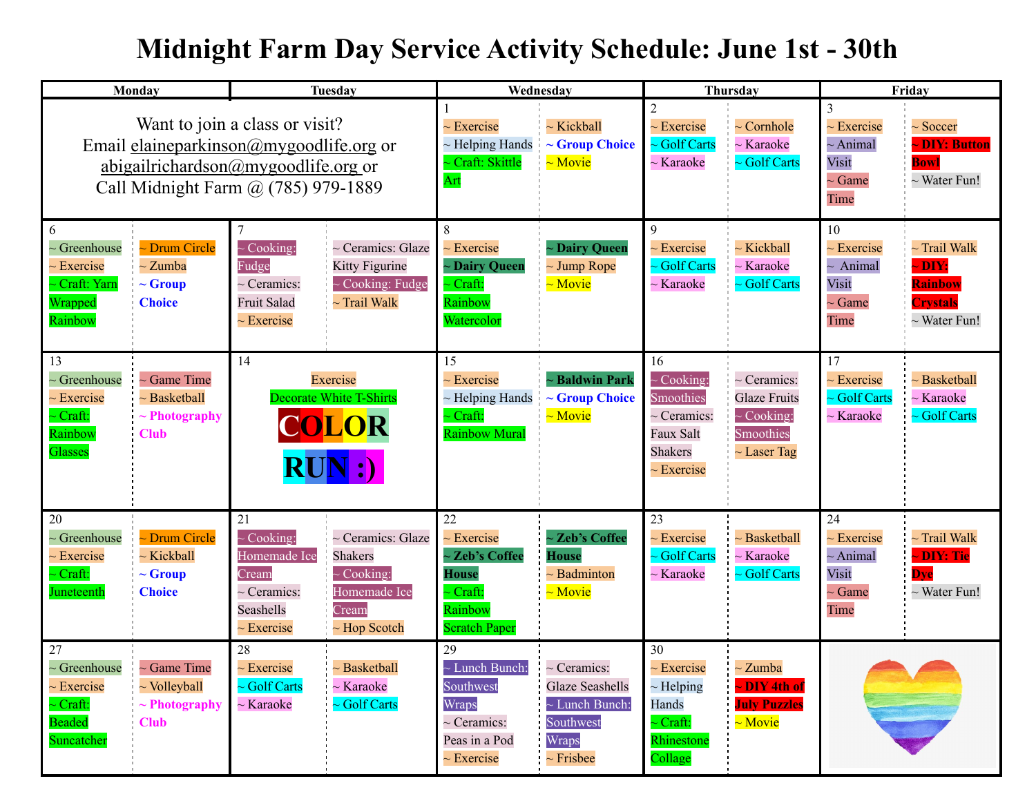# Midnight Farm Day Service Activity Schedule: June 1st - 30th

| Monday | Tuesday | Wednesday | Thursday | Friday |
|---|---|---|---|---|
| Want to join a class or visit? Email elaineparkinson@mygoodlife.org or abigailrichardson@mygoodlife.org or Call Midnight Farm @ (785) 979-1889 | | 1<br>~ Exercise<br>~ Helping Hands<br>~ Craft: Skittle Art<br>~ Kickball<br>~ Group Choice<br>~ Movie | 2<br>~ Exercise<br>~ Golf Carts<br>~ Karaoke<br>~ Cornhole<br>~ Karaoke<br>~ Golf Carts | 3<br>~ Exercise<br>~ Animal Visit<br>~ Game Time<br>~ Soccer<br>~ DIY: Button Bowl<br>~ Water Fun! |
| 6<br>~ Greenhouse<br>~ Exercise<br>~ Craft: Yarn Wrapped Rainbow<br>~ Drum Circle<br>~ Zumba<br>~ Group Choice | 7<br>~ Cooking: Fudge<br>~ Ceramics: Fruit Salad<br>~ Exercise<br>~ Ceramics: Glaze Kitty Figurine<br>~ Cooking: Fudge<br>~ Trail Walk | 8<br>~ Exercise<br>~ Dairy Queen<br>~ Craft: Rainbow Watercolor<br>~ Dairy Queen<br>~ Jump Rope<br>~ Movie | 9<br>~ Exercise<br>~ Golf Carts<br>~ Karaoke<br>~ Kickball<br>~ Karaoke<br>~ Golf Carts | 10<br>~ Exercise<br>~ Animal Visit<br>~ Game Time<br>~ Trail Walk<br>~ DIY: Rainbow Crystals<br>~ Water Fun! |
| 13<br>~ Greenhouse<br>~ Exercise<br>~ Craft: Rainbow Glasses<br>~ Game Time<br>~ Basketball<br>~ Photography Club | 14<br>Exercise<br>Decorate White T-Shirts<br>COLOR RUN :) | 15<br>~ Exercise<br>~ Helping Hands<br>~ Craft: Rainbow Mural<br>~ Baldwin Park<br>~ Group Choice<br>~ Movie | 16<br>~ Cooking: Smoothies<br>~ Ceramics: Faux Salt Shakers<br>~ Exercise<br>~ Ceramics: Glaze Fruits<br>~ Cooking: Smoothies<br>~ Laser Tag | 17<br>~ Exercise<br>~ Golf Carts<br>~ Karaoke<br>~ Basketball<br>~ Karaoke<br>~ Golf Carts |
| 20<br>~ Greenhouse<br>~ Exercise<br>~ Craft: Juneteenth<br>~ Drum Circle<br>~ Kickball<br>~ Group Choice | 21<br>~ Cooking: Homemade Ice Cream<br>~ Ceramics: Seashells<br>~ Exercise<br>~ Ceramics: Glaze Shakers<br>~ Cooking: Homemade Ice Cream<br>~ Hop Scotch | 22<br>~ Exercise<br>~ Zeb's Coffee House<br>~ Craft: Rainbow Scratch Paper<br>~ Zeb's Coffee House<br>~ Badminton<br>~ Movie | 23<br>~ Exercise<br>~ Golf Carts<br>~ Karaoke<br>~ Basketball<br>~ Karaoke<br>~ Golf Carts | 24<br>~ Exercise<br>~ Animal Visit<br>~ Game Time<br>~ Trail Walk<br>~ DIY: Tie Dye<br>~ Water Fun! |
| 27<br>~ Greenhouse<br>~ Exercise<br>~ Craft: Beaded Suncatcher<br>~ Game Time<br>~ Volleyball<br>~ Photography Club | 28<br>~ Exercise<br>~ Golf Carts<br>~ Karaoke<br>~ Basketball<br>~ Karaoke<br>~ Golf Carts | 29<br>~ Lunch Bunch: Southwest Wraps<br>~ Ceramics: Peas in a Pod<br>~ Exercise<br>~ Ceramics: Glaze Seashells<br>~ Lunch Bunch: Southwest Wraps<br>~ Frisbee | 30<br>~ Exercise<br>~ Helping Hands<br>~ Craft: Rhinestone Collage<br>~ Zumba<br>~ DIY 4th of July Puzzles<br>~ Movie | |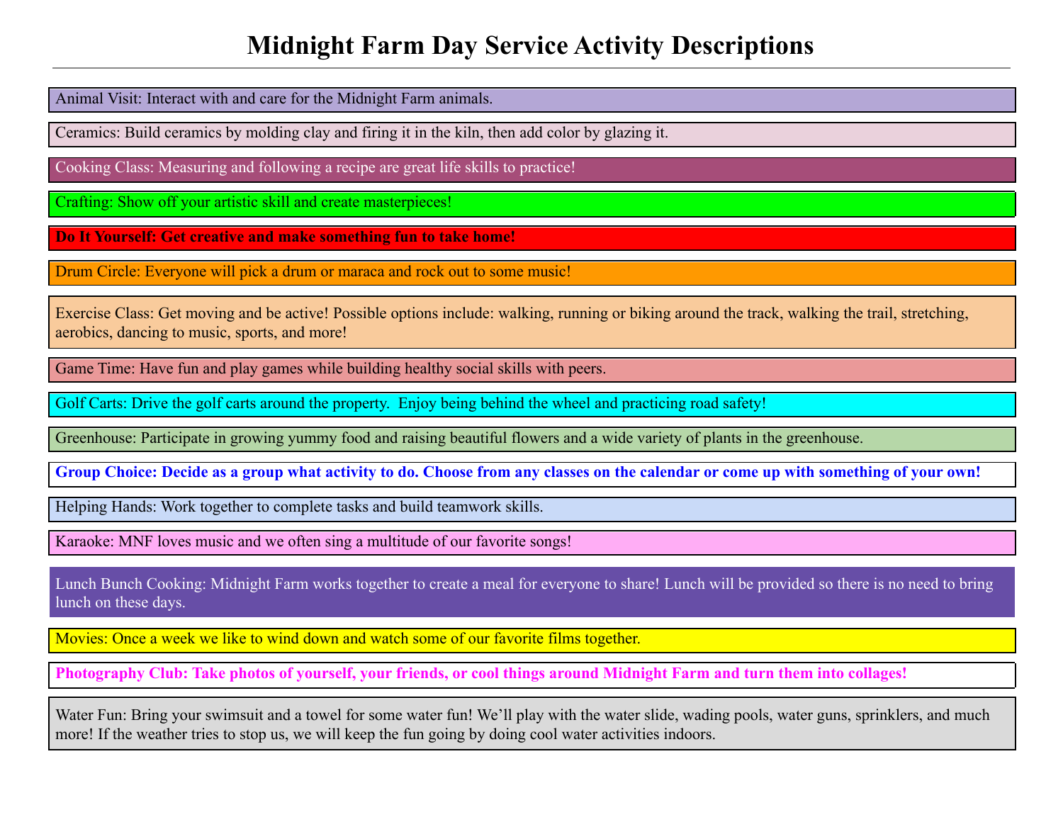# Midnight Farm Day Service Activity Descriptions

Animal Visit: Interact with and care for the Midnight Farm animals.

Ceramics: Build ceramics by molding clay and firing it in the kiln, then add color by glazing it.

Cooking Class: Measuring and following a recipe are great life skills to practice!

Crafting: Show off your artistic skill and create masterpieces!

**Do It Yourself: Get creative and make something fun to take home!**

Drum Circle: Everyone will pick a drum or maraca and rock out to some music!

Exercise Class: Get moving and be active! Possible options include: walking, running or biking around the track, walking the trail, stretching, aerobics, dancing to music, sports, and more!

Game Time: Have fun and play games while building healthy social skills with peers.

Golf Carts: Drive the golf carts around the property. Enjoy being behind the wheel and practicing road safety!

Greenhouse: Participate in growing yummy food and raising beautiful flowers and a wide variety of plants in the greenhouse.

**Group Choice: Decide as a group what activity to do. Choose from any classes on the calendar or come up with something of your own!**

Helping Hands: Work together to complete tasks and build teamwork skills.

Karaoke: MNF loves music and we often sing a multitude of our favorite songs!

Lunch Bunch Cooking: Midnight Farm works together to create a meal for everyone to share! Lunch will be provided so there is no need to bring lunch on these days.

Movies: Once a week we like to wind down and watch some of our favorite films together.

**Photography Club: Take photos of yourself, your friends, or cool things around Midnight Farm and turn them into collages!**

Water Fun: Bring your swimsuit and a towel for some water fun! We'll play with the water slide, wading pools, water guns, sprinklers, and much more! If the weather tries to stop us, we will keep the fun going by doing cool water activities indoors.